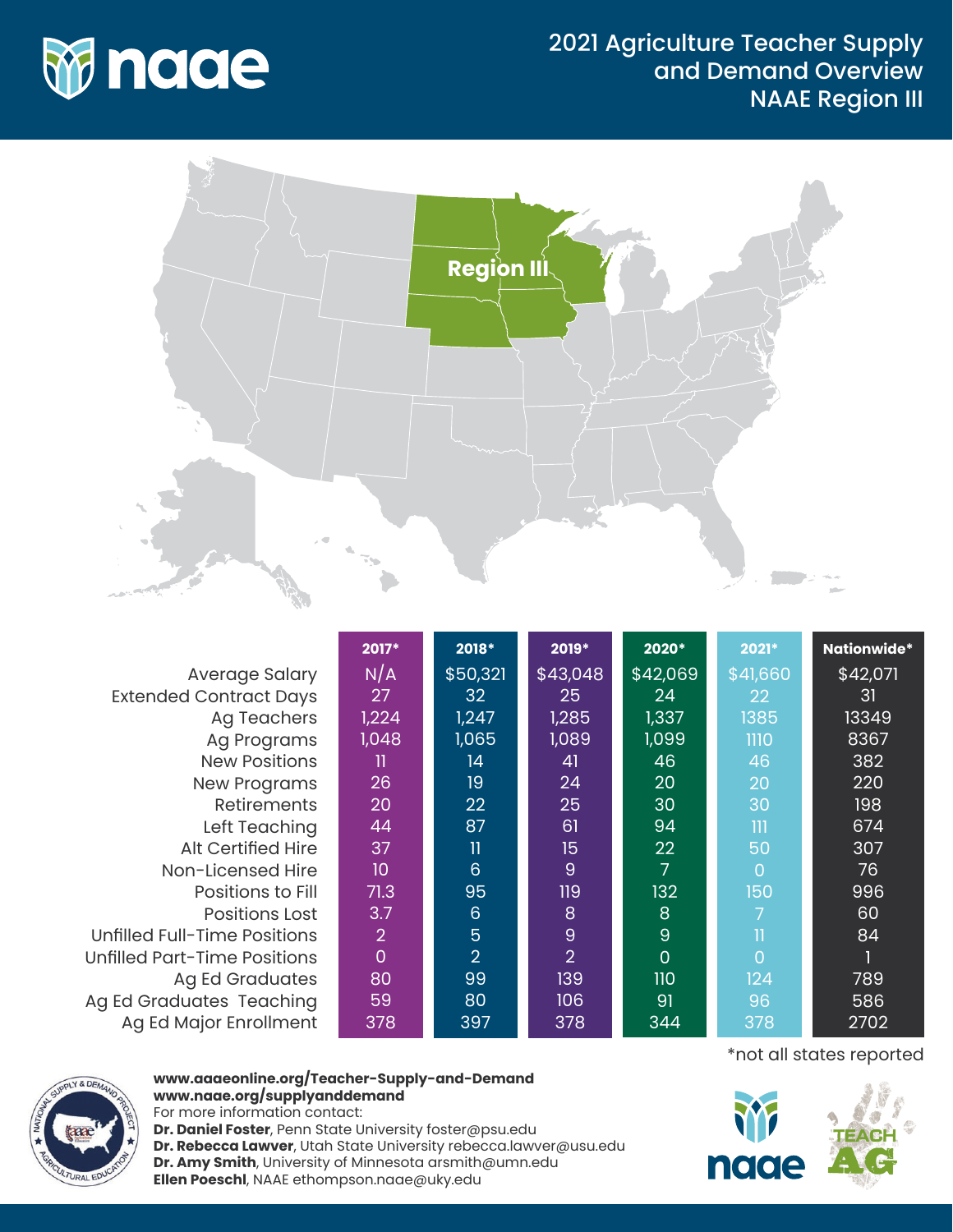# 2021 Agriculture Teacher Supply and Demand Overview NAAE Region III

Region III

| | 2017* | 2018* | 2019* | 2020* | 2021* | Nationwide* |
|---|---|---|---|---|---|---|
| Average Salary | N/A | $50,321 | $43,048 | $42,069 | $41,660 | $42,071 |
| Extended Contract Days | 27 | 32 | 25 | 24 | 22 | 31 |
| Ag Teachers | 1,224 | 1,247 | 1,285 | 1,337 | 1385 | 13349 |
| Ag Programs | 1,048 | 1,065 | 1,089 | 1,099 | 1110 | 8367 |
| New Positions | 11 | 14 | 41 | 46 | 46 | 382 |
| New Programs | 26 | 19 | 24 | 20 | 20 | 220 |
| Retirements | 20 | 22 | 25 | 30 | 30 | 198 |
| Left Teaching | 44 | 87 | 61 | 94 | 111 | 674 |
| Alt Certified Hire | 37 | 11 | 15 | 22 | 50 | 307 |
| Non-Licensed Hire | 10 | 6 | 9 | 7 | 0 | 76 |
| Positions to Fill | 71.3 | 95 | 119 | 132 | 150 | 996 |
| Positions Lost | 3.7 | 6 | 8 | 8 | 7 | 60 |
| Unfilled Full-Time Positions | 2 | 5 | 9 | 9 | 11 | 84 |
| Unfilled Part-Time Positions | 0 | 2 | 2 | 0 | 0 | 1 |
| Ag Ed Graduates | 80 | 99 | 139 | 110 | 124 | 789 |
| Ag Ed Graduates Teaching | 59 | 80 | 106 | 91 | 96 | 586 |
| Ag Ed Major Enrollment | 378 | 397 | 378 | 344 | 378 | 2702 |

*not all states reported

**www.aaaeonline.org/Teacher-Supply-and-Demand**
**www.naae.org/supplyanddemand**
For more information contact:
**Dr. Daniel Foster**, Penn State University foster@psu.edu
**Dr. Rebecca Lawver**, Utah State University rebecca.lawver@usu.edu
**Dr. Amy Smith**, University of Minnesota arsmith@umn.edu
**Ellen Poeschl**, NAAE ethompson.naae@uky.edu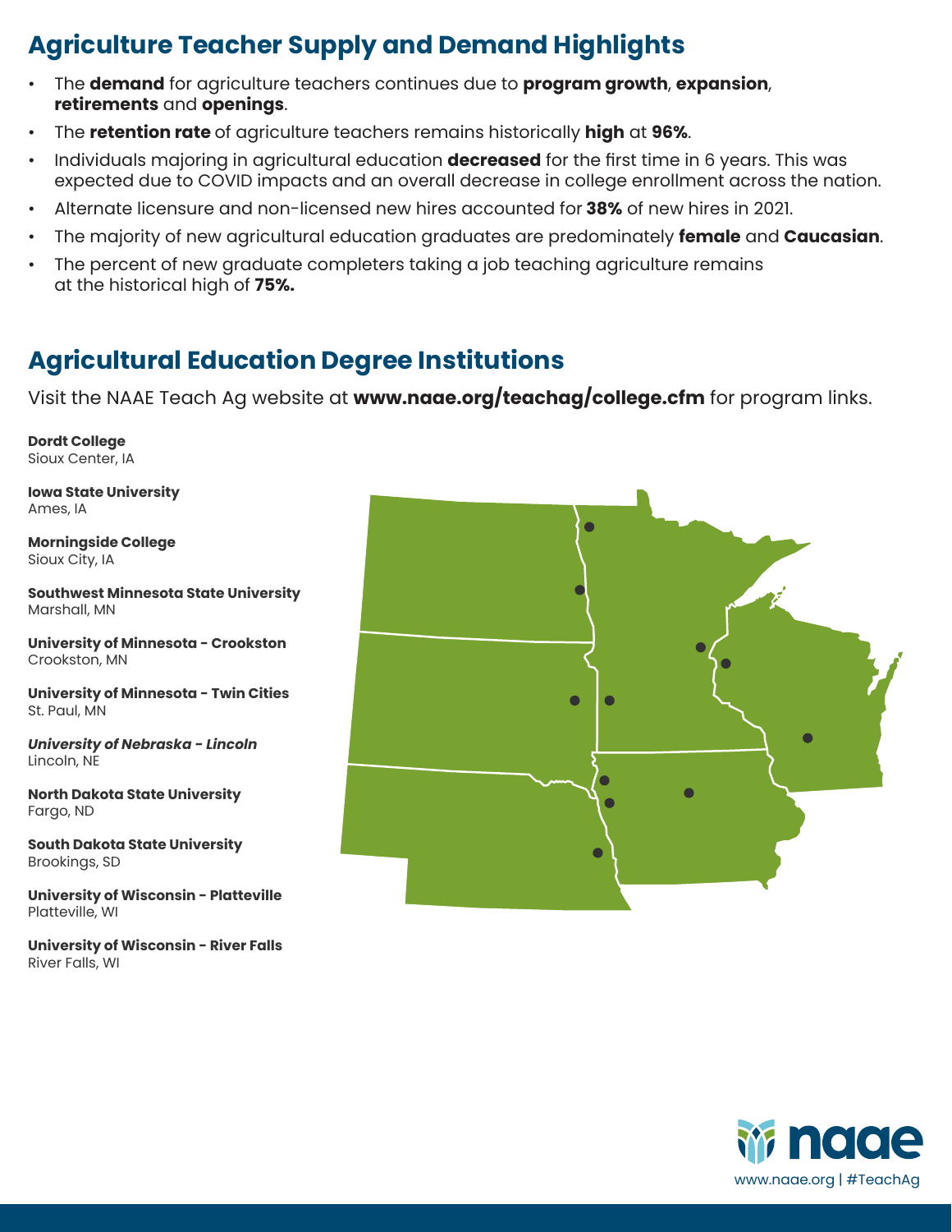## Agriculture Teacher Supply and Demand Highlights

- The **demand** for agriculture teachers continues due to **program growth**, **expansion**, **retirements** and **openings**.
- The **retention rate** of agriculture teachers remains historically **high** at **96%**.
- Individuals majoring in agricultural education **decreased** for the first time in 6 years. This was expected due to COVID impacts and an overall decrease in college enrollment across the nation.
- Alternate licensure and non-licensed new hires accounted for **38%** of new hires in 2021.
- The majority of new agricultural education graduates are predominately **female** and **Caucasian**.
- The percent of new graduate completers taking a job teaching agriculture remains at the historical high of **75%.**

## Agricultural Education Degree Institutions

Visit the NAAE Teach Ag website at **www.naae.org/teachag/college.cfm** for program links.

**Dordt College**
Sioux Center, IA

**Iowa State University**
Ames, IA

**Morningside College**
Sioux City, IA

**Southwest Minnesota State University**
Marshall, MN

**University of Minnesota - Crookston**
Crookston, MN

**University of Minnesota - Twin Cities**
St. Paul, MN

***University of Nebraska - Lincoln***
Lincoln, NE

**North Dakota State University**
Fargo, ND

**South Dakota State University**
Brookings, SD

**University of Wisconsin - Platteville**
Platteville, WI

**University of Wisconsin - River Falls**
River Falls, WI

naae
www.naae.org | #TeachAg